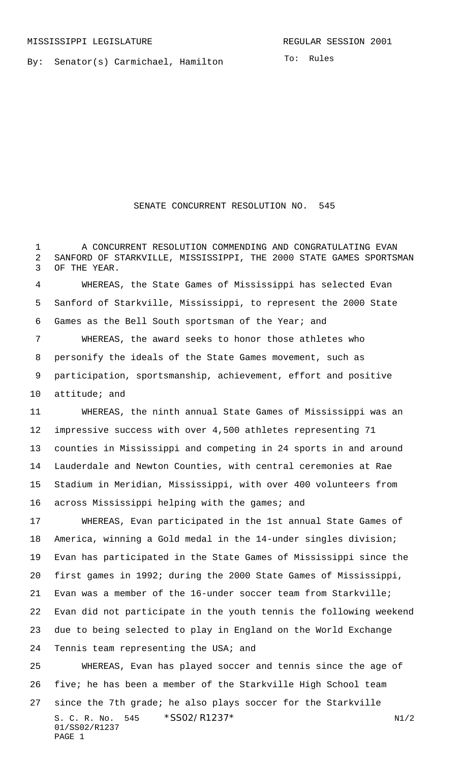MISSISSIPPI LEGISLATURE — REGULAR SESSION 2001

By: Senator(s) Carmichael, Hamilton

To: Rules

# SENATE CONCURRENT RESOLUTION NO. 545

A CONCURRENT RESOLUTION COMMENDING AND CONGRATULATING EVAN SANFORD OF STARKVILLE, MISSISSIPPI, THE 2000 STATE GAMES SPORTSMAN OF THE YEAR.

WHEREAS, the State Games of Mississippi has selected Evan Sanford of Starkville, Mississippi, to represent the 2000 State Games as the Bell South sportsman of the Year; and

WHEREAS, the award seeks to honor those athletes who personify the ideals of the State Games movement, such as participation, sportsmanship, achievement, effort and positive attitude; and

WHEREAS, the ninth annual State Games of Mississippi was an impressive success with over 4,500 athletes representing 71 counties in Mississippi and competing in 24 sports in and around Lauderdale and Newton Counties, with central ceremonies at Rae Stadium in Meridian, Mississippi, with over 400 volunteers from across Mississippi helping with the games; and

WHEREAS, Evan participated in the 1st annual State Games of America, winning a Gold medal in the 14-under singles division; Evan has participated in the State Games of Mississippi since the first games in 1992; during the 2000 State Games of Mississippi, Evan was a member of the 16-under soccer team from Starkville; Evan did not participate in the youth tennis the following weekend due to being selected to play in England on the World Exchange Tennis team representing the USA; and

WHEREAS, Evan has played soccer and tennis since the age of five; he has been a member of the Starkville High School team since the 7th grade; he also plays soccer for the Starkville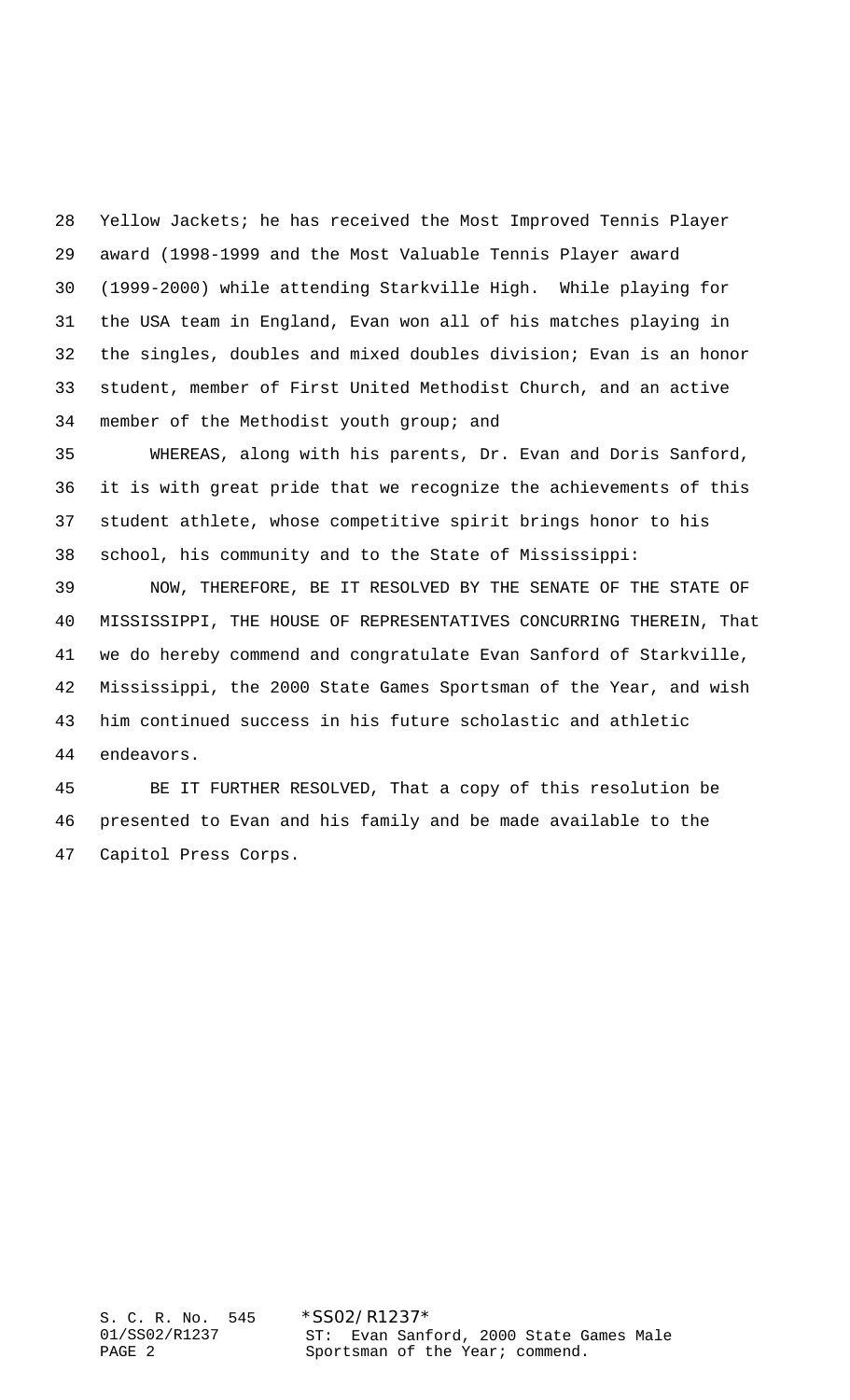Yellow Jackets; he has received the Most Improved Tennis Player award (1998-1999 and the Most Valuable Tennis Player award (1999-2000) while attending Starkville High. While playing for the USA team in England, Evan won all of his matches playing in the singles, doubles and mixed doubles division; Evan is an honor student, member of First United Methodist Church, and an active member of the Methodist youth group; and

WHEREAS, along with his parents, Dr. Evan and Doris Sanford, it is with great pride that we recognize the achievements of this student athlete, whose competitive spirit brings honor to his school, his community and to the State of Mississippi:

NOW, THEREFORE, BE IT RESOLVED BY THE SENATE OF THE STATE OF MISSISSIPPI, THE HOUSE OF REPRESENTATIVES CONCURRING THEREIN, That we do hereby commend and congratulate Evan Sanford of Starkville, Mississippi, the 2000 State Games Sportsman of the Year, and wish him continued success in his future scholastic and athletic endeavors.

BE IT FURTHER RESOLVED, That a copy of this resolution be presented to Evan and his family and be made available to the Capitol Press Corps.